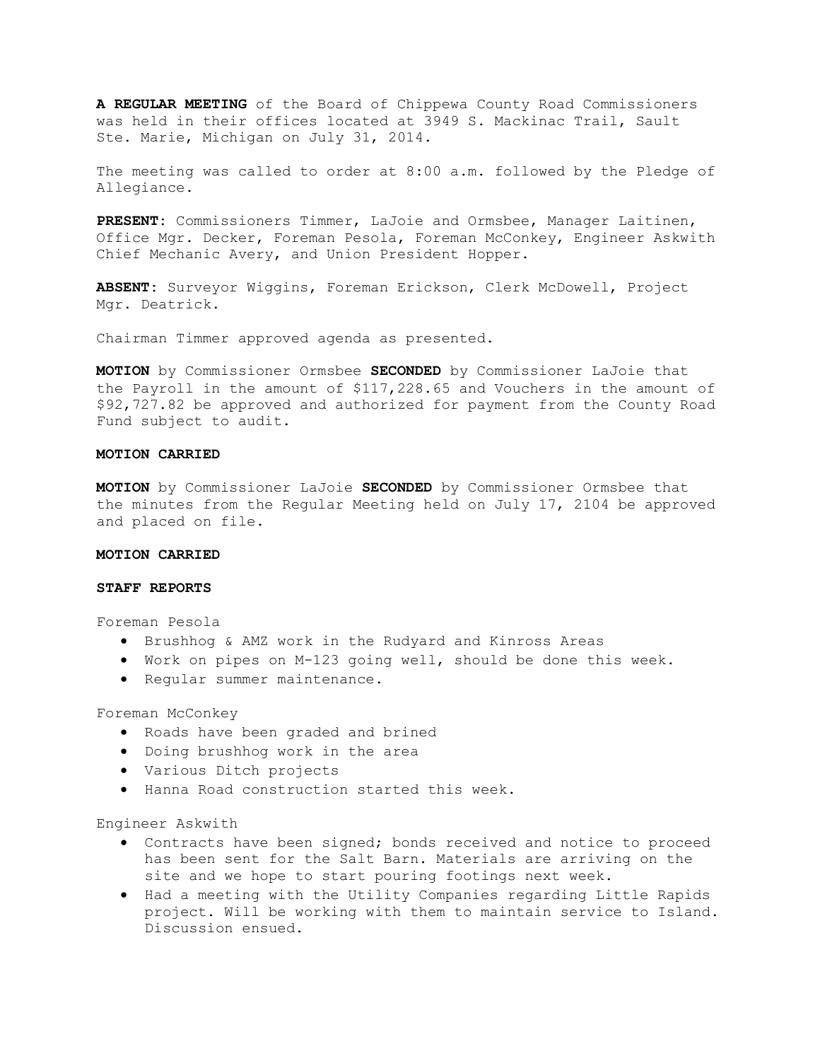**A REGULAR MEETING** of the Board of Chippewa County Road Commissioners was held in their offices located at 3949 S. Mackinac Trail, Sault Ste. Marie, Michigan on July 31, 2014.

The meeting was called to order at 8:00 a.m. followed by the Pledge of Allegiance.

**PRESENT**: Commissioners Timmer, LaJoie and Ormsbee, Manager Laitinen, Office Mgr. Decker, Foreman Pesola, Foreman McConkey, Engineer Askwith Chief Mechanic Avery, and Union President Hopper.

**ABSENT**: Surveyor Wiggins, Foreman Erickson, Clerk McDowell, Project Mgr. Deatrick.

Chairman Timmer approved agenda as presented.

**MOTION** by Commissioner Ormsbee **SECONDED** by Commissioner LaJoie that the Payroll in the amount of $117,228.65 and Vouchers in the amount of $92,727.82 be approved and authorized for payment from the County Road Fund subject to audit.

**MOTION CARRIED**

**MOTION** by Commissioner LaJoie **SECONDED** by Commissioner Ormsbee that the minutes from the Regular Meeting held on July 17, 2104 be approved and placed on file.

**MOTION CARRIED**

**STAFF REPORTS**

Foreman Pesola

- Brushhog & AMZ work in the Rudyard and Kinross Areas
- Work on pipes on M-123 going well, should be done this week.
- Regular summer maintenance.

Foreman McConkey

- Roads have been graded and brined
- Doing brushhog work in the area
- Various Ditch projects
- Hanna Road construction started this week.

Engineer Askwith

- Contracts have been signed; bonds received and notice to proceed has been sent for the Salt Barn. Materials are arriving on the site and we hope to start pouring footings next week.
- Had a meeting with the Utility Companies regarding Little Rapids project. Will be working with them to maintain service to Island. Discussion ensued.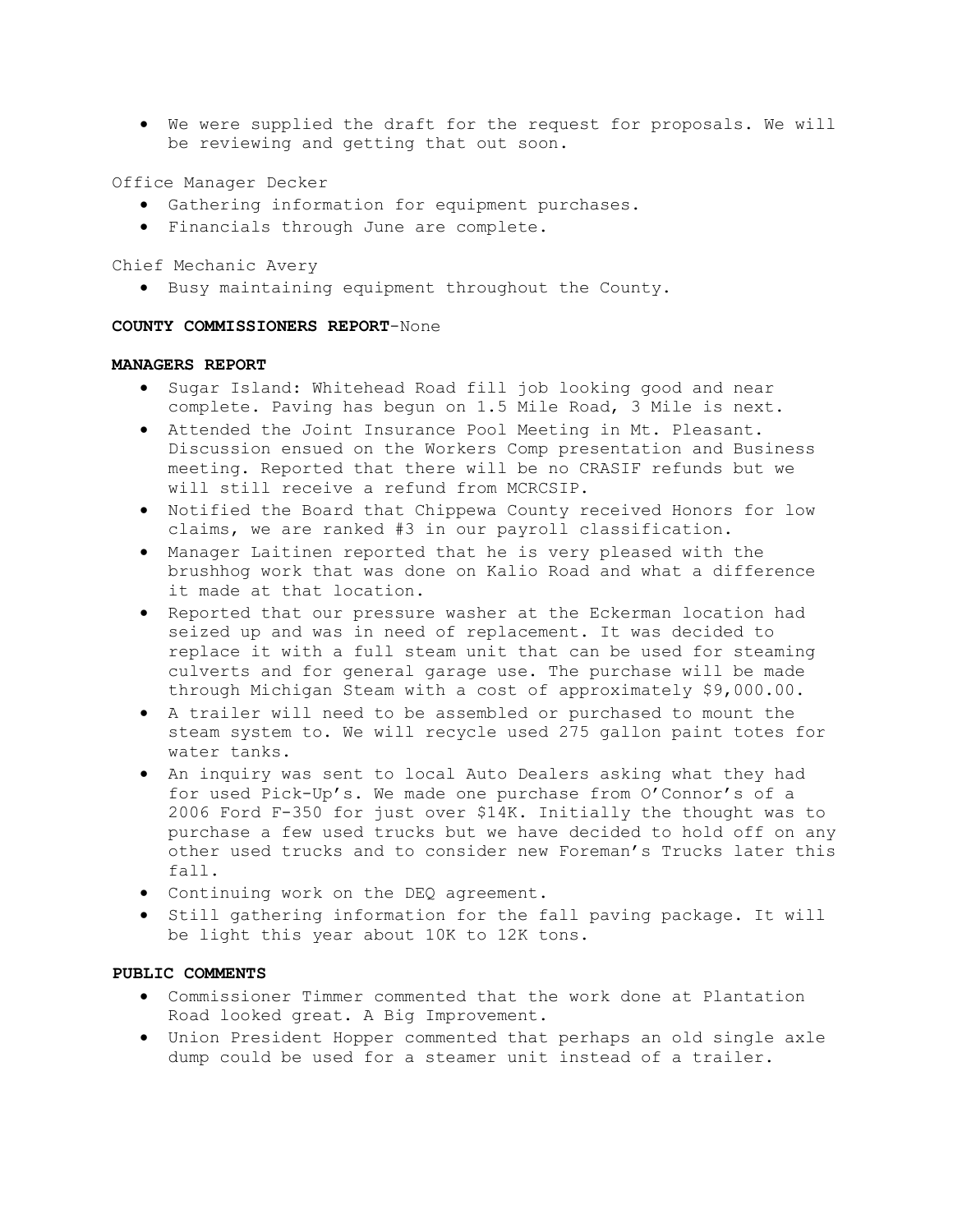- We were supplied the draft for the request for proposals. We will be reviewing and getting that out soon.

Office Manager Decker

- Gathering information for equipment purchases.
- Financials through June are complete.

Chief Mechanic Avery

- Busy maintaining equipment throughout the County.

**COUNTY COMMISSIONERS REPORT**-None

**MANAGERS REPORT**

- Sugar Island: Whitehead Road fill job looking good and near complete. Paving has begun on 1.5 Mile Road, 3 Mile is next.
- Attended the Joint Insurance Pool Meeting in Mt. Pleasant. Discussion ensued on the Workers Comp presentation and Business meeting. Reported that there will be no CRASIF refunds but we will still receive a refund from MCRCSIP.
- Notified the Board that Chippewa County received Honors for low claims, we are ranked #3 in our payroll classification.
- Manager Laitinen reported that he is very pleased with the brushhog work that was done on Kalio Road and what a difference it made at that location.
- Reported that our pressure washer at the Eckerman location had seized up and was in need of replacement. It was decided to replace it with a full steam unit that can be used for steaming culverts and for general garage use. The purchase will be made through Michigan Steam with a cost of approximately $9,000.00.
- A trailer will need to be assembled or purchased to mount the steam system to. We will recycle used 275 gallon paint totes for water tanks.
- An inquiry was sent to local Auto Dealers asking what they had for used Pick-Up's. We made one purchase from O'Connor's of a 2006 Ford F-350 for just over $14K. Initially the thought was to purchase a few used trucks but we have decided to hold off on any other used trucks and to consider new Foreman's Trucks later this fall.
- Continuing work on the DEQ agreement.
- Still gathering information for the fall paving package. It will be light this year about 10K to 12K tons.

**PUBLIC COMMENTS**

- Commissioner Timmer commented that the work done at Plantation Road looked great. A Big Improvement.
- Union President Hopper commented that perhaps an old single axle dump could be used for a steamer unit instead of a trailer.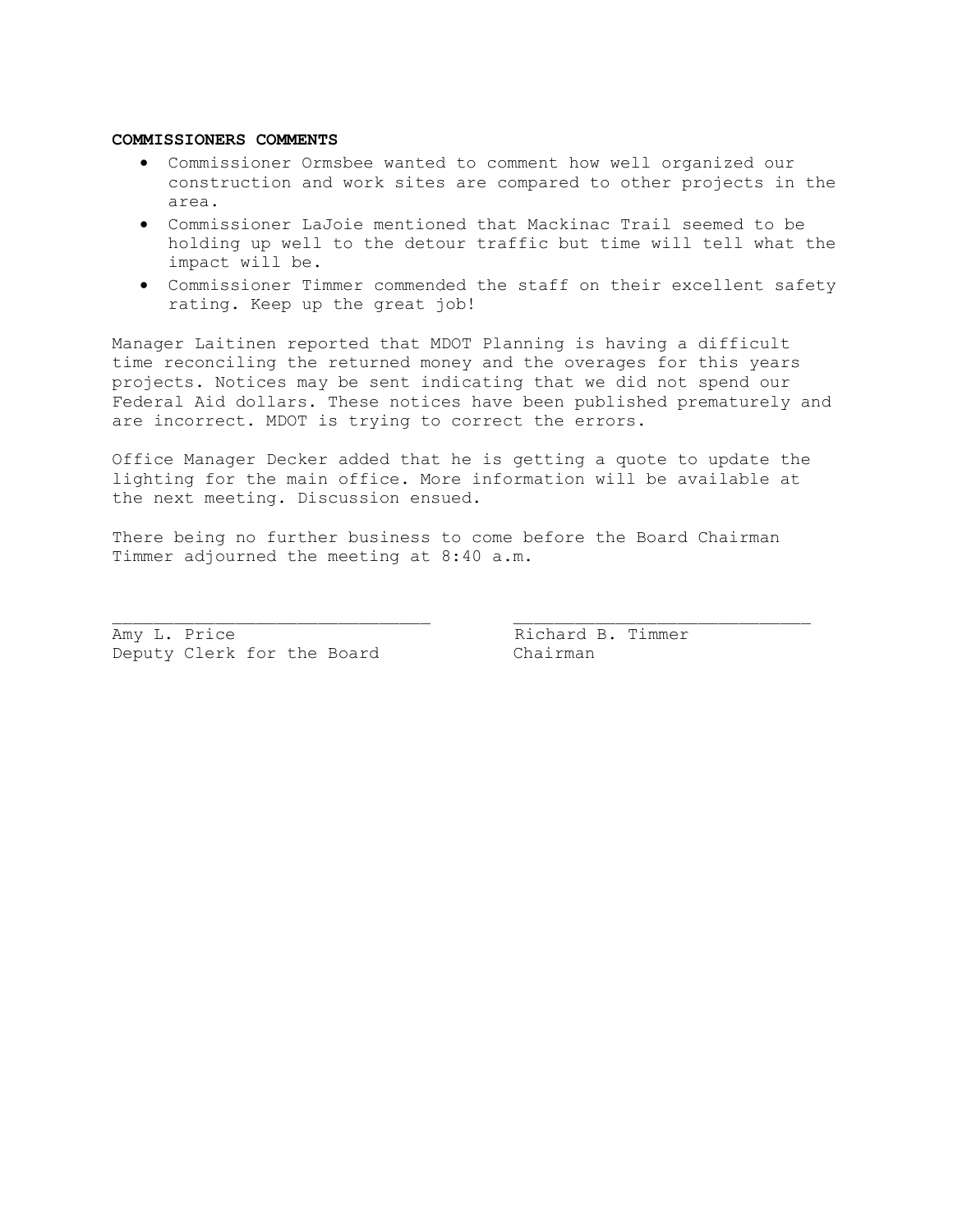**COMMISSIONERS COMMENTS**

- Commissioner Ormsbee wanted to comment how well organized our construction and work sites are compared to other projects in the area.
- Commissioner LaJoie mentioned that Mackinac Trail seemed to be holding up well to the detour traffic but time will tell what the impact will be.
- Commissioner Timmer commended the staff on their excellent safety rating. Keep up the great job!

Manager Laitinen reported that MDOT Planning is having a difficult time reconciling the returned money and the overages for this years projects. Notices may be sent indicating that we did not spend our Federal Aid dollars. These notices have been published prematurely and are incorrect. MDOT is trying to correct the errors.

Office Manager Decker added that he is getting a quote to update the lighting for the main office. More information will be available at the next meeting. Discussion ensued.

There being no further business to come before the Board Chairman Timmer adjourned the meeting at 8:40 a.m.

| | |
|---|---|
| ______________________________ | ______________________________ |
| Amy L. Price | Richard B. Timmer |
| Deputy Clerk for the Board | Chairman |